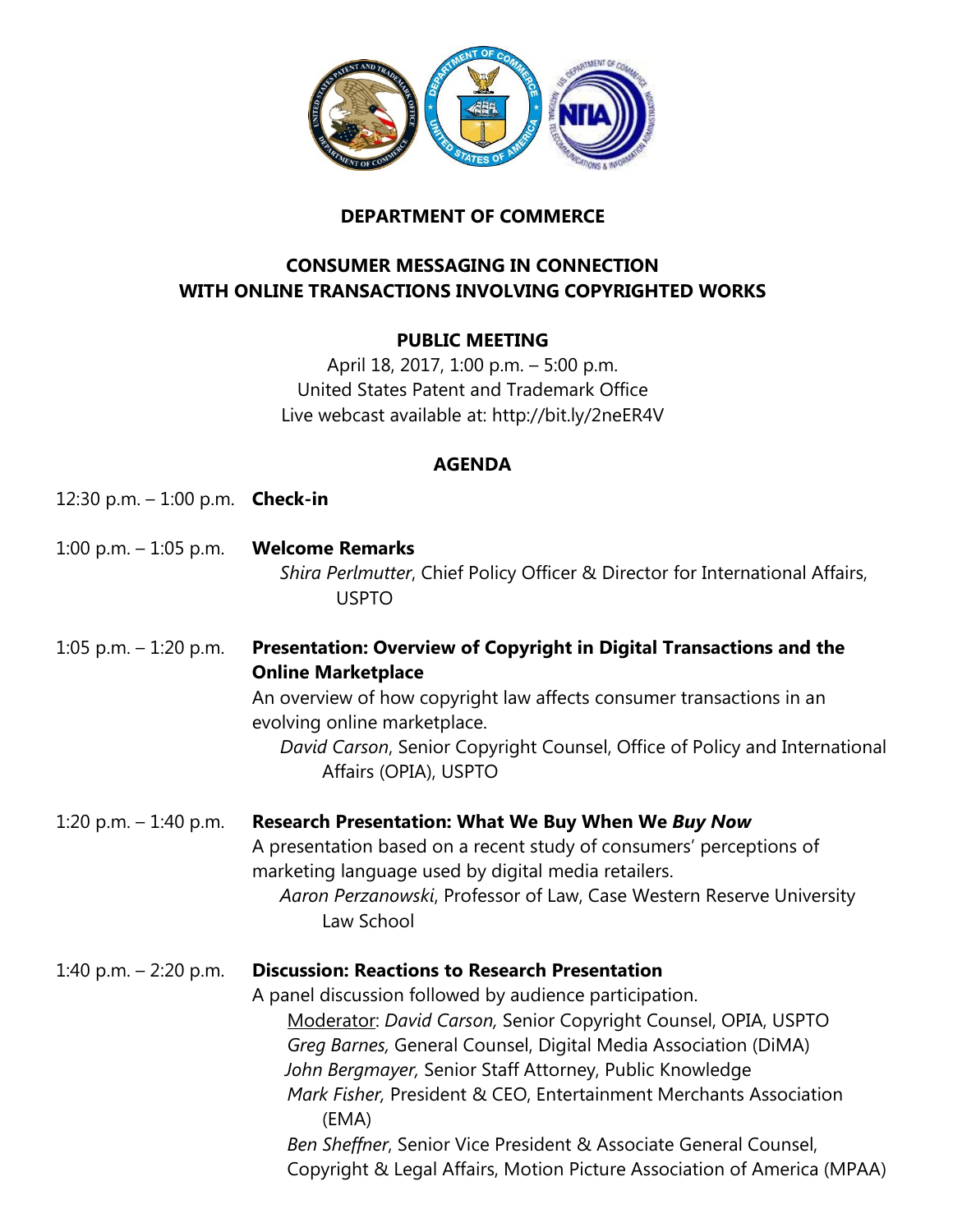# DEPARTMENT OF COMMERCE

## CONSUMER MESSAGING IN CONNECTION WITH ONLINE TRANSACTIONS INVOLVING COPYRIGHTED WORKS

### PUBLIC MEETING

April 18, 2017, 1:00 p.m. – 5:00 p.m.
United States Patent and Trademark Office
Live webcast available at: http://bit.ly/2neER4V

### AGENDA

12:30 p.m. – 1:00 p.m. **Check-in**

1:00 p.m. – 1:05 p.m. **Welcome Remarks**
*Shira Perlmutter*, Chief Policy Officer & Director for International Affairs, USPTO

1:05 p.m. – 1:20 p.m. **Presentation: Overview of Copyright in Digital Transactions and the Online Marketplace**
An overview of how copyright law affects consumer transactions in an evolving online marketplace.
*David Carson*, Senior Copyright Counsel, Office of Policy and International Affairs (OPIA), USPTO

1:20 p.m. – 1:40 p.m. **Research Presentation: What We Buy When We *Buy Now***
A presentation based on a recent study of consumers' perceptions of marketing language used by digital media retailers.
*Aaron Perzanowski*, Professor of Law, Case Western Reserve University Law School

1:40 p.m. – 2:20 p.m. **Discussion: Reactions to Research Presentation**
A panel discussion followed by audience participation.
Moderator: *David Carson,* Senior Copyright Counsel, OPIA, USPTO
*Greg Barnes,* General Counsel, Digital Media Association (DiMA)
*John Bergmayer,* Senior Staff Attorney, Public Knowledge
*Mark Fisher,* President & CEO, Entertainment Merchants Association (EMA)
*Ben Sheffner*, Senior Vice President & Associate General Counsel, Copyright & Legal Affairs, Motion Picture Association of America (MPAA)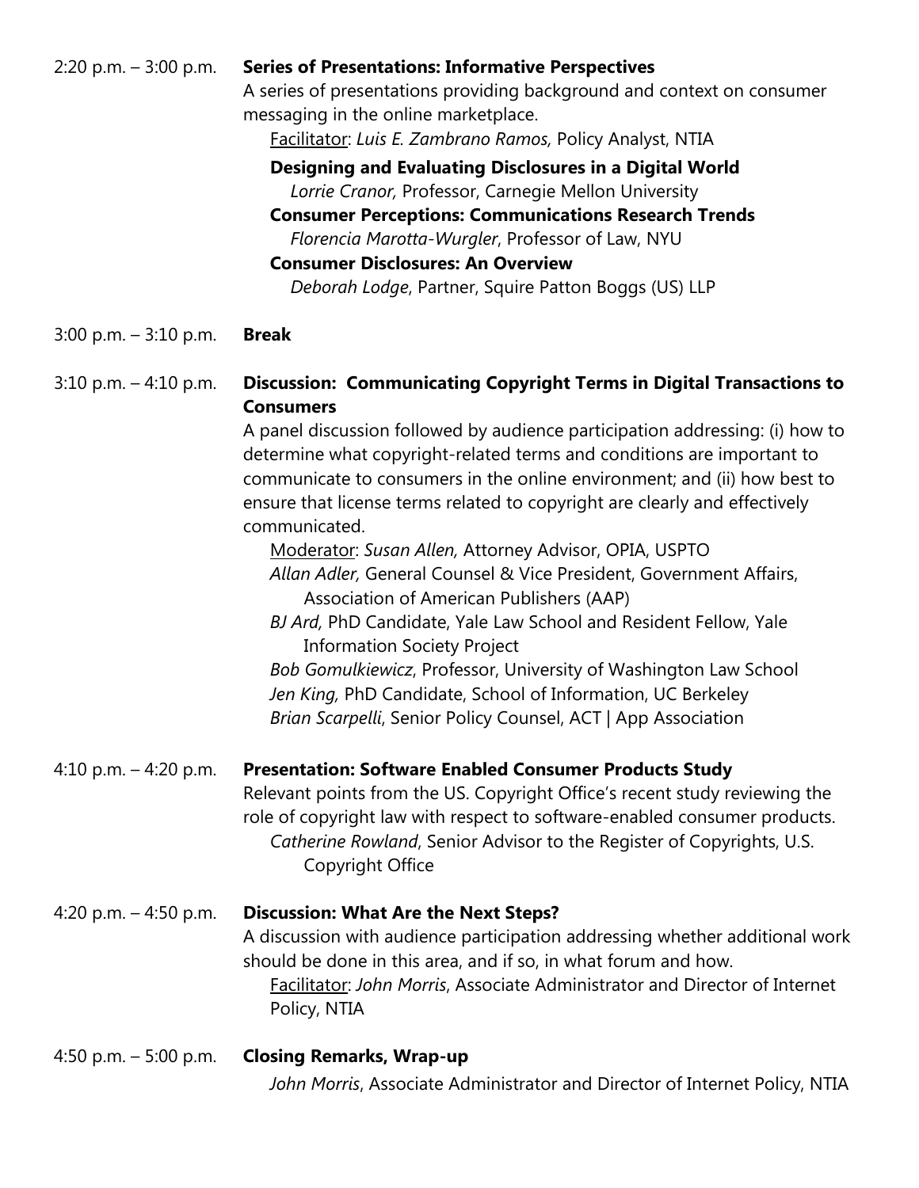2:20 p.m. – 3:00 p.m. **Series of Presentations: Informative Perspectives**

A series of presentations providing background and context on consumer messaging in the online marketplace.

Facilitator: *Luis E. Zambrano Ramos,* Policy Analyst, NTIA

**Designing and Evaluating Disclosures in a Digital World**
*Lorrie Cranor,* Professor, Carnegie Mellon University

**Consumer Perceptions: Communications Research Trends**
*Florencia Marotta-Wurgler*, Professor of Law, NYU

**Consumer Disclosures: An Overview**
*Deborah Lodge*, Partner, Squire Patton Boggs (US) LLP

3:00 p.m. – 3:10 p.m. **Break**

3:10 p.m. – 4:10 p.m. **Discussion: Communicating Copyright Terms in Digital Transactions to Consumers**

A panel discussion followed by audience participation addressing: (i) how to determine what copyright-related terms and conditions are important to communicate to consumers in the online environment; and (ii) how best to ensure that license terms related to copyright are clearly and effectively communicated.

Moderator: *Susan Allen,* Attorney Advisor, OPIA, USPTO
*Allan Adler,* General Counsel & Vice President, Government Affairs, Association of American Publishers (AAP)
*BJ Ard,* PhD Candidate, Yale Law School and Resident Fellow, Yale Information Society Project
*Bob Gomulkiewicz*, Professor, University of Washington Law School
*Jen King,* PhD Candidate, School of Information, UC Berkeley
*Brian Scarpelli*, Senior Policy Counsel, ACT | App Association

4:10 p.m. – 4:20 p.m. **Presentation: Software Enabled Consumer Products Study**

Relevant points from the US. Copyright Office's recent study reviewing the role of copyright law with respect to software-enabled consumer products.

*Catherine Rowland*, Senior Advisor to the Register of Copyrights, U.S. Copyright Office

4:20 p.m. – 4:50 p.m. **Discussion: What Are the Next Steps?**

A discussion with audience participation addressing whether additional work should be done in this area, and if so, in what forum and how.

Facilitator: *John Morris*, Associate Administrator and Director of Internet Policy, NTIA

4:50 p.m. – 5:00 p.m. **Closing Remarks, Wrap-up**

*John Morris*, Associate Administrator and Director of Internet Policy, NTIA